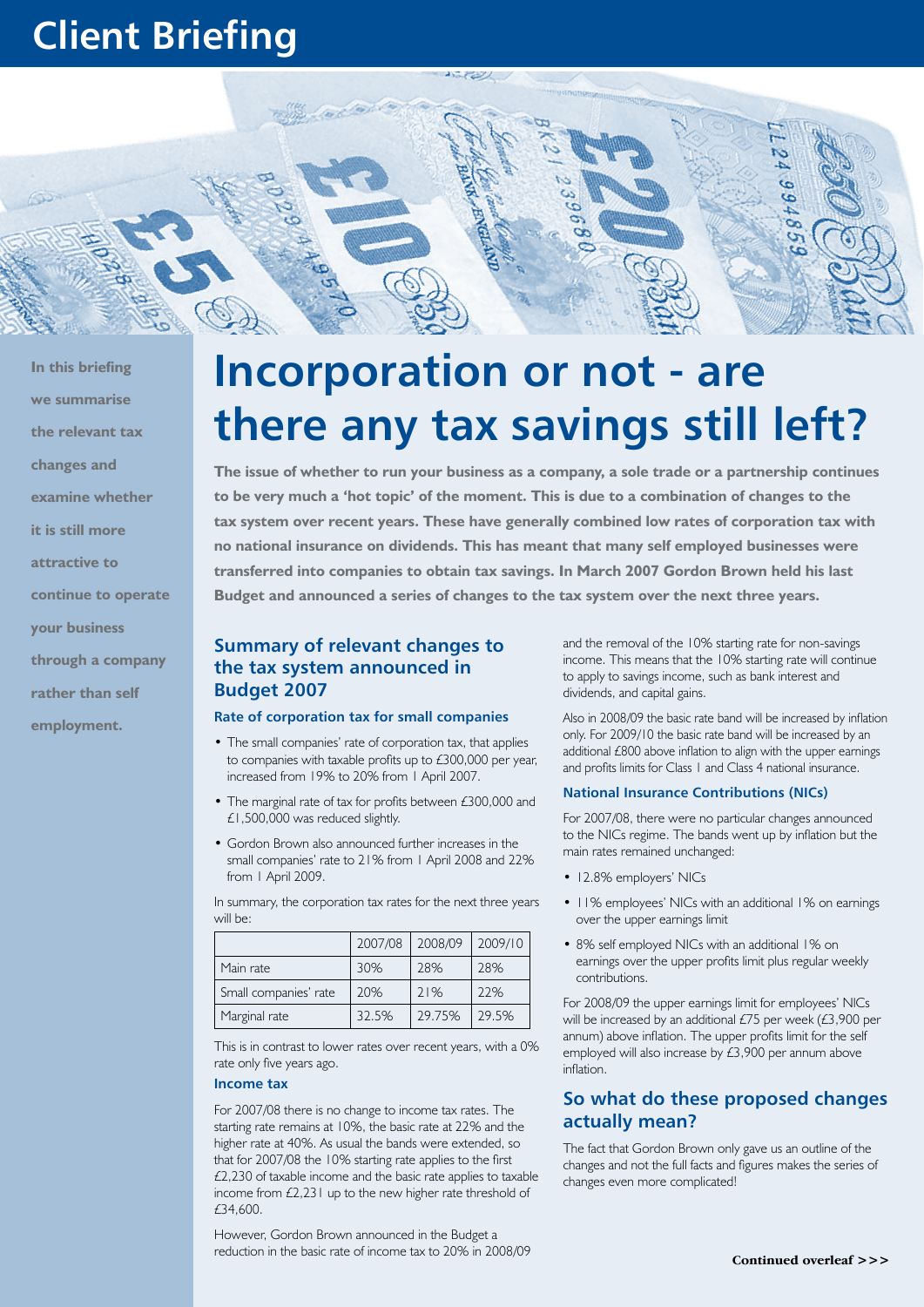# Client Briefing

In this briefing we summarise the relevant tax changes and examine whether it is still more attractive to continue to operate your business through a company rather than self employment.

# Incorporation or not - are there any tax savings still left?

**The issue of whether to run your business as a company, a sole trade or a partnership continues to be very much a 'hot topic' of the moment. This is due to a combination of changes to the tax system over recent years. These have generally combined low rates of corporation tax with no national insurance on dividends. This has meant that many self employed businesses were transferred into companies to obtain tax savings. In March 2007 Gordon Brown held his last Budget and announced a series of changes to the tax system over the next three years.**

## Summary of relevant changes to the tax system announced in Budget 2007

### Rate of corporation tax for small companies

- The small companies' rate of corporation tax, that applies to companies with taxable profits up to £300,000 per year, increased from 19% to 20% from 1 April 2007.
- The marginal rate of tax for profits between £300,000 and £1,500,000 was reduced slightly.
- Gordon Brown also announced further increases in the small companies' rate to 21% from 1 April 2008 and 22% from 1 April 2009.

In summary, the corporation tax rates for the next three years will be:

| | 2007/08 | 2008/09 | 2009/10 |
|---|---|---|---|
| Main rate | 30% | 28% | 28% |
| Small companies' rate | 20% | 21% | 22% |
| Marginal rate | 32.5% | 29.75% | 29.5% |

This is in contrast to lower rates over recent years, with a 0% rate only five years ago.

### Income tax

For 2007/08 there is no change to income tax rates. The starting rate remains at 10%, the basic rate at 22% and the higher rate at 40%. As usual the bands were extended, so that for 2007/08 the 10% starting rate applies to the first £2,230 of taxable income and the basic rate applies to taxable income from £2,231 up to the new higher rate threshold of £34,600.

However, Gordon Brown announced in the Budget a reduction in the basic rate of income tax to 20% in 2008/09 and the removal of the 10% starting rate for non-savings income. This means that the 10% starting rate will continue to apply to savings income, such as bank interest and dividends, and capital gains.

Also in 2008/09 the basic rate band will be increased by inflation only. For 2009/10 the basic rate band will be increased by an additional £800 above inflation to align with the upper earnings and profits limits for Class 1 and Class 4 national insurance.

### National Insurance Contributions (NICs)

For 2007/08, there were no particular changes announced to the NICs regime. The bands went up by inflation but the main rates remained unchanged:

- 12.8% employers' NICs
- 11% employees' NICs with an additional 1% on earnings over the upper earnings limit
- 8% self employed NICs with an additional 1% on earnings over the upper profits limit plus regular weekly contributions.

For 2008/09 the upper earnings limit for employees' NICs will be increased by an additional £75 per week (£3,900 per annum) above inflation. The upper profits limit for the self employed will also increase by £3,900 per annum above inflation.

## So what do these proposed changes actually mean?

The fact that Gordon Brown only gave us an outline of the changes and not the full facts and figures makes the series of changes even more complicated!

**Continued overleaf >>>**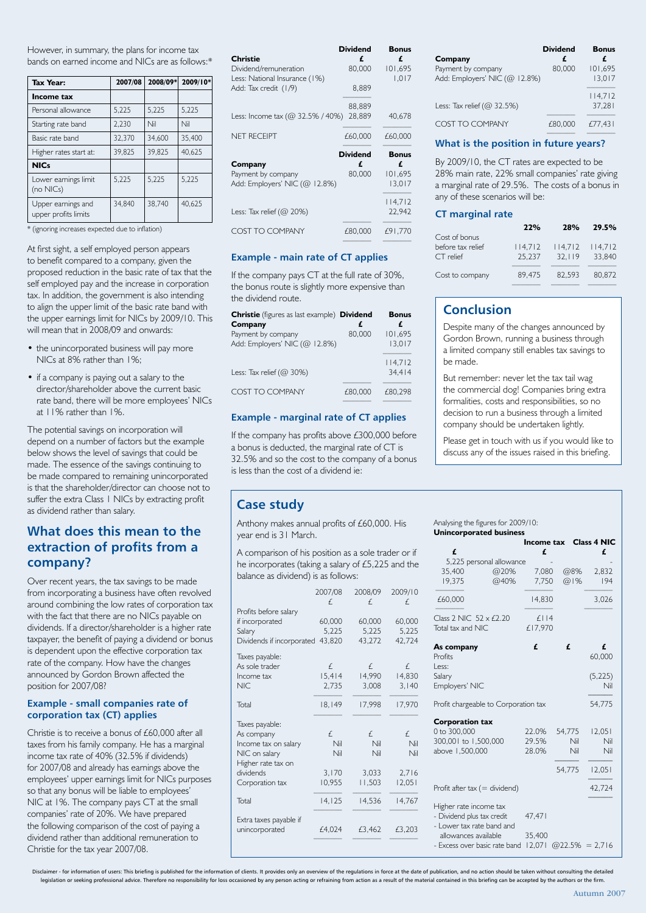However, in summary, the plans for income tax bands on earned income and NICs are as follows:*

| Tax Year: | 2007/08 | 2008/09* | 2009/10* |
|---|---|---|---|
| **Income tax** | | | |
| Personal allowance | 5,225 | 5,225 | 5,225 |
| Starting rate band | 2,230 | Nil | Nil |
| Basic rate band | 32,370 | 34,600 | 35,400 |
| Higher rates start at: | 39,825 | 39,825 | 40,625 |
| **NICs** | | | |
| Lower earnings limit (no NICs) | 5,225 | 5,225 | 5,225 |
| Upper earnings and upper profits limits | 34,840 | 38,740 | 40,625 |

\* (ignoring increases expected due to inflation)

At first sight, a self employed person appears to benefit compared to a company, given the proposed reduction in the basic rate of tax that the self employed pay and the increase in corporation tax. In addition, the government is also intending to align the upper limit of the basic rate band with the upper earnings limit for NICs by 2009/10. This will mean that in 2008/09 and onwards:

- the unincorporated business will pay more NICs at 8% rather than 1%;
- if a company is paying out a salary to the director/shareholder above the current basic rate band, there will be more employees' NICs at 11% rather than 1%.

The potential savings on incorporation will depend on a number of factors but the example below shows the level of savings that could be made. The essence of the savings continuing to be made compared to remaining unincorporated is that the shareholder/director can choose not to suffer the extra Class 1 NICs by extracting profit as dividend rather than salary.

## What does this mean to the extraction of profits from a company?

Over recent years, the tax savings to be made from incorporating a business have often revolved around combining the low rates of corporation tax with the fact that there are no NICs payable on dividends. If a director/shareholder is a higher rate taxpayer, the benefit of paying a dividend or bonus is dependent upon the effective corporation tax rate of the company. How have the changes announced by Gordon Brown affected the position for 2007/08?

### Example - small companies rate of corporation tax (CT) applies

Christie is to receive a bonus of £60,000 after all taxes from his family company. He has a marginal income tax rate of 40% (32.5% if dividends) for 2007/08 and already has earnings above the employees' upper earnings limit for NICs purposes so that any bonus will be liable to employees' NIC at 1%. The company pays CT at the small companies' rate of 20%. We have prepared the following comparison of the cost of paying a dividend rather than additional remuneration to Christie for the tax year 2007/08.

| **Christie** | Dividend £ | Bonus £ |
|---|---|---|
| Dividend/remuneration | 80,000 | 101,695 |
| Less: National Insurance (1%) | | 1,017 |
| Add: Tax credit (1/9) | 8,889 | |
| | 88,889 | |
| Less: Income tax (@ 32.5% / 40%) | 28,889 | 40,678 |
| NET RECEIPT | £60,000 | £60,000 |

| **Company** | Dividend £ | Bonus £ |
|---|---|---|
| Payment by company | 80,000 | 101,695 |
| Add: Employers' NIC (@ 12.8%) | | 13,017 |
| | | 114,712 |
| Less: Tax relief (@ 20%) | | 22,942 |
| COST TO COMPANY | £80,000 | £91,770 |

### Example - main rate of CT applies

If the company pays CT at the full rate of 30%, the bonus route is slightly more expensive than the dividend route.

| **Christie** (figures as last example) **Company** | Dividend £ | Bonus £ |
|---|---|---|
| Payment by company | 80,000 | 101,695 |
| Add: Employers' NIC (@ 12.8%) | | 13,017 |
| | | 114,712 |
| Less: Tax relief (@ 30%) | | 34,414 |
| COST TO COMPANY | £80,000 | £80,298 |

### Example - marginal rate of CT applies

If the company has profits above £300,000 before a bonus is deducted, the marginal rate of CT is 32.5% and so the cost to the company of a bonus is less than the cost of a dividend ie:

| **Company** | Dividend £ | Bonus £ |
|---|---|---|
| Payment by company | 80,000 | 101,695 |
| Add: Employers' NIC (@ 12.8%) | | 13,017 |
| | | 114,712 |
| Less: Tax relief (@ 32.5%) | | 37,281 |
| COST TO COMPANY | £80,000 | £77,431 |

### What is the position in future years?

By 2009/10, the CT rates are expected to be 28% main rate, 22% small companies' rate giving a marginal rate of 29.5%. The costs of a bonus in any of these scenarios will be:

### CT marginal rate

| | 22% | 28% | 29.5% |
|---|---|---|---|
| Cost of bonus before tax relief | 114,712 | 114,712 | 114,712 |
| CT relief | 25,237 | 32,119 | 33,840 |
| Cost to company | 89,475 | 82,593 | 80,872 |

## Conclusion

Despite many of the changes announced by Gordon Brown, running a business through a limited company still enables tax savings to be made.

But remember: never let the tax tail wag the commercial dog! Companies bring extra formalities, costs and responsibilities, so no decision to run a business through a limited company should be undertaken lightly.

Please get in touch with us if you would like to discuss any of the issues raised in this briefing.

## Case study

Anthony makes annual profits of £60,000. His year end is 31 March.

A comparison of his position as a sole trader or if he incorporates (taking a salary of £5,225 and the balance as dividend) is as follows:

| | 2007/08 £ | 2008/09 £ | 2009/10 £ |
|---|---|---|---|
| Profits before salary if incorporated | 60,000 | 60,000 | 60,000 |
| Salary | 5,225 | 5,225 | 5,225 |
| Dividends if incorporated | 43,820 | 43,272 | 42,724 |
| Taxes payable: As sole trader | £ | £ | £ |
| Income tax | 15,414 | 14,990 | 14,830 |
| NIC | 2,735 | 3,008 | 3,140 |
| Total | 18,149 | 17,998 | 17,970 |
| Taxes payable: As company | £ | £ | £ |
| Income tax on salary | Nil | Nil | Nil |
| NIC on salary | Nil | Nil | Nil |
| Higher rate tax on dividends | 3,170 | 3,033 | 2,716 |
| Corporation tax | 10,955 | 11,503 | 12,051 |
| Total | 14,125 | 14,536 | 14,767 |
| Extra taxes payable if unincorporated | £4,024 | £3,462 | £3,203 |

Analysing the figures for 2009/10:

**Unincorporated business**

| £ | | Income tax £ | | Class 4 NIC £ |
|---|---|---|---|---|
| 5,225 personal allowance | | - | | - |
| 35,400 | @20% | 7,080 | @8% | 2,832 |
| 19,375 | @40% | 7,750 | @1% | 194 |
| £60,000 | | 14,830 | | 3,026 |
| Class 2 NIC 52 x £2.20 | | £114 | | |
| Total tax and NIC | | £17,970 | | |

| **As company** | £ | £ | £ |
|---|---|---|---|
| Profits | | | 60,000 |
| Less: Salary | | | (5,225) |
| Employers' NIC | | | Nil |
| Profit chargeable to Corporation tax | | | 54,775 |
| **Corporation tax** | | | |
| 0 to 300,000 | 22.0% | 54,775 | 12,051 |
| 300,001 to 1,500,000 | 29.5% | Nil | Nil |
| above 1,500,000 | 28.0% | Nil | Nil |
| | | 54,775 | 12,051 |
| Profit after tax (= dividend) | | | 42,724 |

Higher rate income tax
- Dividend plus tax credit 47,471
- Lower tax rate band and allowances available 35,400
- Excess over basic rate band 12,071 @22.5% = 2,716

Disclaimer - for information of users: This briefing is published for the information of clients. It provides only an overview of the regulations in force at the date of publication, and no action should be taken without consulting the detailed legislation or seeking professional advice. Therefore no responsibility for loss occasioned by any person acting or refraining from action as a result of the material contained in this briefing can be accepted by the authors or the firm.